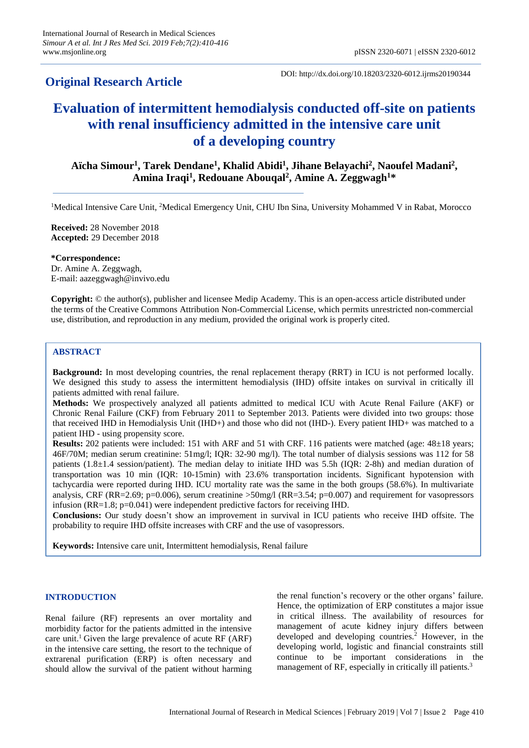**Original Research Article**

DOI: http://dx.doi.org/10.18203/2320-6012.ijrms20190344

# Evaluation of intermittent hemodialysis conducted off-site on patients with renal insufficiency admitted in the intensive care unit of a developing country

**Aïcha Simour[1], Tarek Dendane[1], Khalid Abidi[1], Jihane Belayachi[2], Naoufel Madani[2], Amina Iraqi[1], Redouane Abouqal[2], Amine A. Zeggwagh[1]***

[1]Medical Intensive Care Unit, [2]Medical Emergency Unit, CHU Ibn Sina, University Mohammed V in Rabat, Morocco

**Received:** 28 November 2018
**Accepted:** 29 December 2018

***Correspondence:**
Dr. Amine A. Zeggwagh,
E-mail: aazeggwagh@invivo.edu

**Copyright:** © the author(s), publisher and licensee Medip Academy. This is an open-access article distributed under the terms of the Creative Commons Attribution Non-Commercial License, which permits unrestricted non-commercial use, distribution, and reproduction in any medium, provided the original work is properly cited.

## ABSTRACT

**Background:** In most developing countries, the renal replacement therapy (RRT) in ICU is not performed locally. We designed this study to assess the intermittent hemodialysis (IHD) offsite intakes on survival in critically ill patients admitted with renal failure.

**Methods:** We prospectively analyzed all patients admitted to medical ICU with Acute Renal Failure (AKF) or Chronic Renal Failure (CKF) from February 2011 to September 2013. Patients were divided into two groups: those that received IHD in Hemodialysis Unit (IHD+) and those who did not (IHD-). Every patient IHD+ was matched to a patient IHD - using propensity score.

**Results:** 202 patients were included: 151 with ARF and 51 with CRF. 116 patients were matched (age: 48±18 years; 46F/70M; median serum creatinine: 51mg/l; IQR: 32-90 mg/l). The total number of dialysis sessions was 112 for 58 patients (1.8±1.4 session/patient). The median delay to initiate IHD was 5.5h (IQR: 2-8h) and median duration of transportation was 10 min (IQR: 10-15min) with 23.6% transportation incidents. Significant hypotension with tachycardia were reported during IHD. ICU mortality rate was the same in the both groups (58.6%). In multivariate analysis, CRF (RR=2.69; p=0.006), serum creatinine >50mg/l (RR=3.54; p=0.007) and requirement for vasopressors infusion (RR=1.8; p=0.041) were independent predictive factors for receiving IHD.

**Conclusions:** Our study doesn't show an improvement in survival in ICU patients who receive IHD offsite. The probability to require IHD offsite increases with CRF and the use of vasopressors.

**Keywords:** Intensive care unit, Intermittent hemodialysis, Renal failure

## INTRODUCTION

Renal failure (RF) represents an over mortality and morbidity factor for the patients admitted in the intensive care unit.[1] Given the large prevalence of acute RF (ARF) in the intensive care setting, the resort to the technique of extrarenal purification (ERP) is often necessary and should allow the survival of the patient without harming the renal function's recovery or the other organs' failure. Hence, the optimization of ERP constitutes a major issue in critical illness. The availability of resources for management of acute kidney injury differs between developed and developing countries.[2] However, in the developing world, logistic and financial constraints still continue to be important considerations in the management of RF, especially in critically ill patients.[3]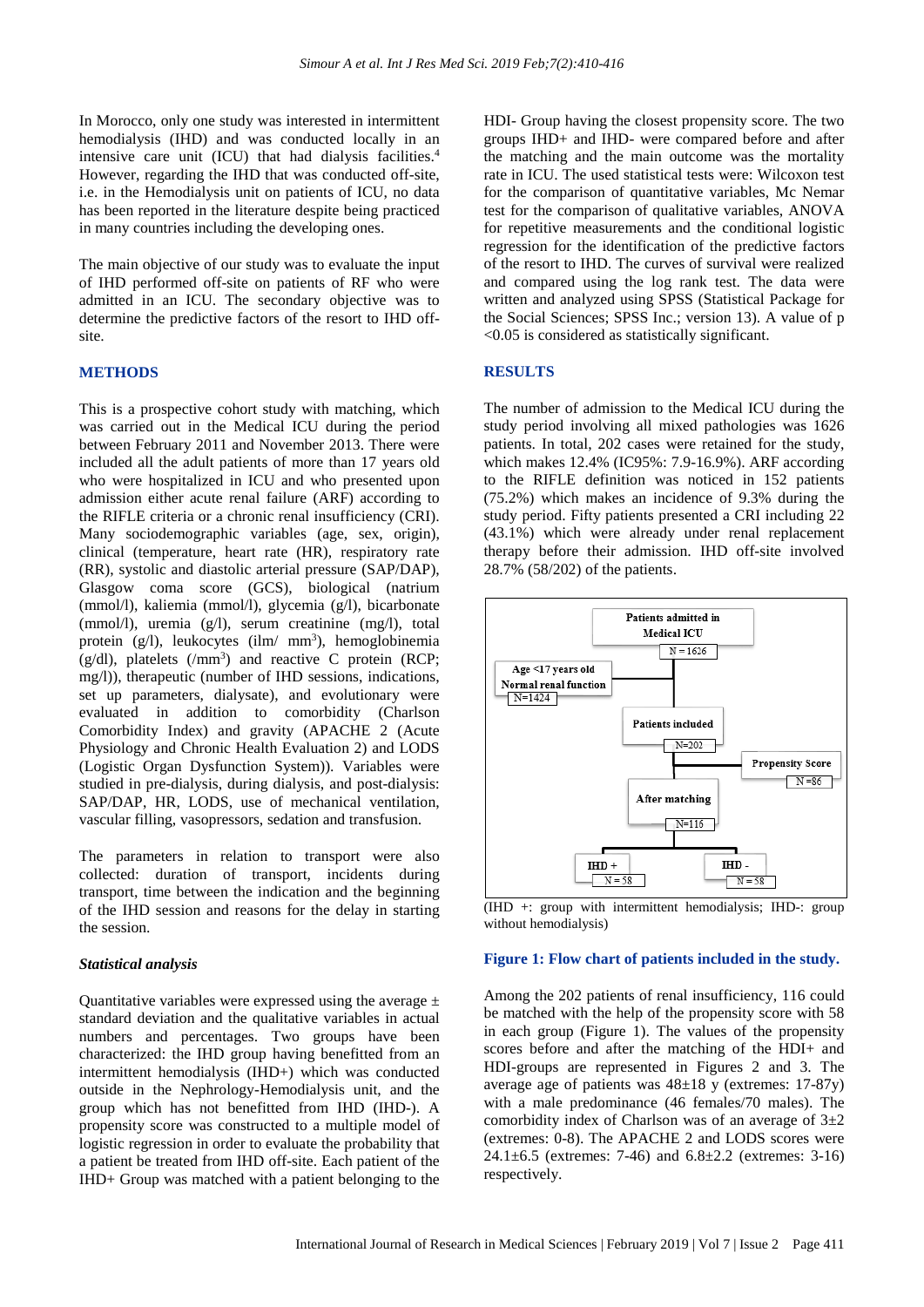In Morocco, only one study was interested in intermittent hemodialysis (IHD) and was conducted locally in an intensive care unit (ICU) that had dialysis facilities.[4] However, regarding the IHD that was conducted off-site, i.e. in the Hemodialysis unit on patients of ICU, no data has been reported in the literature despite being practiced in many countries including the developing ones.

The main objective of our study was to evaluate the input of IHD performed off-site on patients of RF who were admitted in an ICU. The secondary objective was to determine the predictive factors of the resort to IHD off-site.

## METHODS

This is a prospective cohort study with matching, which was carried out in the Medical ICU during the period between February 2011 and November 2013. There were included all the adult patients of more than 17 years old who were hospitalized in ICU and who presented upon admission either acute renal failure (ARF) according to the RIFLE criteria or a chronic renal insufficiency (CRI). Many sociodemographic variables (age, sex, origin), clinical (temperature, heart rate (HR), respiratory rate (RR), systolic and diastolic arterial pressure (SAP/DAP), Glasgow coma score (GCS), biological (natrium (mmol/l), kaliemia (mmol/l), glycemia (g/l), bicarbonate (mmol/l), uremia (g/l), serum creatinine (mg/l), total protein (g/l), leukocytes (ilm/ mm$^3$), hemoglobinemia (g/dl), platelets (/mm$^3$) and reactive C protein (RCP; mg/l)), therapeutic (number of IHD sessions, indications, set up parameters, dialysate), and evolutionary were evaluated in addition to comorbidity (Charlson Comorbidity Index) and gravity (APACHE 2 (Acute Physiology and Chronic Health Evaluation 2) and LODS (Logistic Organ Dysfunction System)). Variables were studied in pre-dialysis, during dialysis, and post-dialysis: SAP/DAP, HR, LODS, use of mechanical ventilation, vascular filling, vasopressors, sedation and transfusion.

The parameters in relation to transport were also collected: duration of transport, incidents during transport, time between the indication and the beginning of the IHD session and reasons for the delay in starting the session.

### *Statistical analysis*

Quantitative variables were expressed using the average ± standard deviation and the qualitative variables in actual numbers and percentages. Two groups have been characterized: the IHD group having benefitted from an intermittent hemodialysis (IHD+) which was conducted outside in the Nephrology-Hemodialysis unit, and the group which has not benefitted from IHD (IHD-). A propensity score was constructed to a multiple model of logistic regression in order to evaluate the probability that a patient be treated from IHD off-site. Each patient of the IHD+ Group was matched with a patient belonging to the HDI- Group having the closest propensity score. The two groups IHD+ and IHD- were compared before and after the matching and the main outcome was the mortality rate in ICU. The used statistical tests were: Wilcoxon test for the comparison of quantitative variables, Mc Nemar test for the comparison of qualitative variables, ANOVA for repetitive measurements and the conditional logistic regression for the identification of the predictive factors of the resort to IHD. The curves of survival were realized and compared using the log rank test. The data were written and analyzed using SPSS (Statistical Package for the Social Sciences; SPSS Inc.; version 13). A value of $p < 0.05$ is considered as statistically significant.

## RESULTS

The number of admission to the Medical ICU during the study period involving all mixed pathologies was 1626 patients. In total, 202 cases were retained for the study, which makes 12.4% (IC95%: 7.9-16.9%). ARF according to the RIFLE definition was noticed in 152 patients (75.2%) which makes an incidence of 9.3% during the study period. Fifty patients presented a CRI including 22 (43.1%) which were already under renal replacement therapy before their admission. IHD off-site involved 28.7% (58/202) of the patients.

Patients admitted in Medical ICU N = 1626 → Age <17 years old, Normal renal function N=1424 → Patients included N=202 → Propensity Score N =86 → After matching N=116 → IHD + N = 58; IHD - N = 58

(IHD +: group with intermittent hemodialysis; IHD-: group without hemodialysis)

**Figure 1: Flow chart of patients included in the study.**

Among the 202 patients of renal insufficiency, 116 could be matched with the help of the propensity score with 58 in each group (Figure 1). The values of the propensity scores before and after the matching of the HDI+ and HDI-groups are represented in Figures 2 and 3. The average age of patients was 48±18 y (extremes: 17-87y) with a male predominance (46 females/70 males). The comorbidity index of Charlson was of an average of 3±2 (extremes: 0-8). The APACHE 2 and LODS scores were 24.1±6.5 (extremes: 7-46) and 6.8±2.2 (extremes: 3-16) respectively.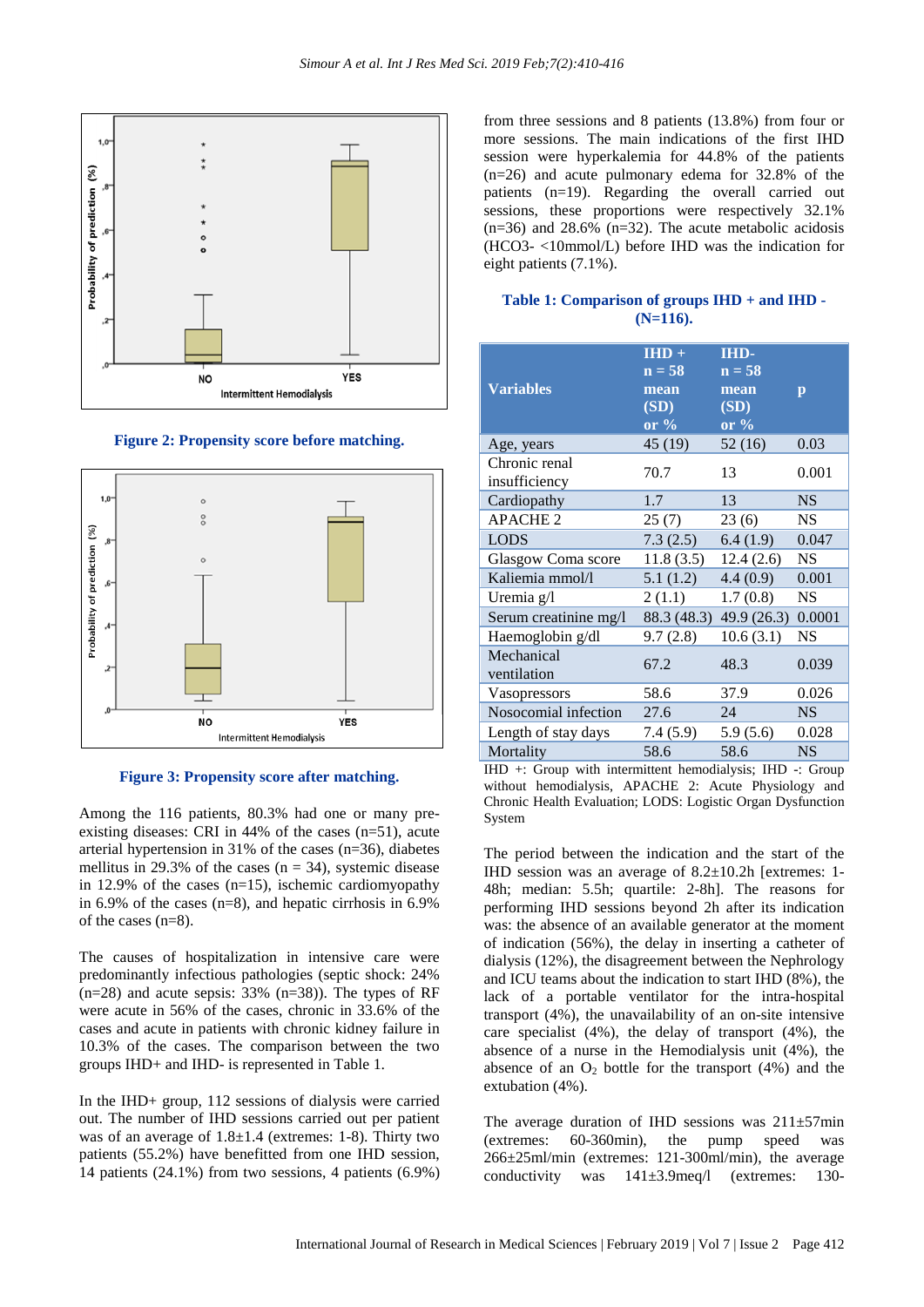Figure 2: Propensity score before matching.

Figure 3: Propensity score after matching.

Among the 116 patients, 80.3% had one or many pre-existing diseases: CRI in 44% of the cases (n=51), acute arterial hypertension in 31% of the cases (n=36), diabetes mellitus in 29.3% of the cases (n = 34), systemic disease in 12.9% of the cases (n=15), ischemic cardiomyopathy in 6.9% of the cases (n=8), and hepatic cirrhosis in 6.9% of the cases (n=8).

The causes of hospitalization in intensive care were predominantly infectious pathologies (septic shock: 24% (n=28) and acute sepsis: 33% (n=38)). The types of RF were acute in 56% of the cases, chronic in 33.6% of the cases and acute in patients with chronic kidney failure in 10.3% of the cases. The comparison between the two groups IHD+ and IHD- is represented in Table 1.

In the IHD+ group, 112 sessions of dialysis were carried out. The number of IHD sessions carried out per patient was of an average of 1.8±1.4 (extremes: 1-8). Thirty two patients (55.2%) have benefitted from one IHD session, 14 patients (24.1%) from two sessions, 4 patients (6.9%) from three sessions and 8 patients (13.8%) from four or more sessions. The main indications of the first IHD session were hyperkalemia for 44.8% of the patients (n=26) and acute pulmonary edema for 32.8% of the patients (n=19). Regarding the overall carried out sessions, these proportions were respectively 32.1% (n=36) and 28.6% (n=32). The acute metabolic acidosis ($HCO_3^-$ <10mmol/L) before IHD was the indication for eight patients (7.1%).

**Table 1: Comparison of groups IHD + and IHD - (N=116).**

| Variables | IHD + n = 58 mean (SD) or % | IHD- n = 58 mean (SD) or % | p |
|---|---|---|---|
| Age, years | 45 (19) | 52 (16) | 0.03 |
| Chronic renal insufficiency | 70.7 | 13 | 0.001 |
| Cardiopathy | 1.7 | 13 | NS |
| APACHE 2 | 25 (7) | 23 (6) | NS |
| LODS | 7.3 (2.5) | 6.4 (1.9) | 0.047 |
| Glasgow Coma score | 11.8 (3.5) | 12.4 (2.6) | NS |
| Kaliemia mmol/l | 5.1 (1.2) | 4.4 (0.9) | 0.001 |
| Uremia g/l | 2 (1.1) | 1.7 (0.8) | NS |
| Serum creatinine mg/l | 88.3 (48.3) | 49.9 (26.3) | 0.0001 |
| Haemoglobin g/dl | 9.7 (2.8) | 10.6 (3.1) | NS |
| Mechanical ventilation | 67.2 | 48.3 | 0.039 |
| Vasopressors | 58.6 | 37.9 | 0.026 |
| Nosocomial infection | 27.6 | 24 | NS |
| Length of stay days | 7.4 (5.9) | 5.9 (5.6) | 0.028 |
| Mortality | 58.6 | 58.6 | NS |

IHD +: Group with intermittent hemodialysis; IHD -: Group without hemodialysis, APACHE 2: Acute Physiology and Chronic Health Evaluation; LODS: Logistic Organ Dysfunction System

The period between the indication and the start of the IHD session was an average of 8.2±10.2h [extremes: 1-48h; median: 5.5h; quartile: 2-8h]. The reasons for performing IHD sessions beyond 2h after its indication was: the absence of an available generator at the moment of indication (56%), the delay in inserting a catheter of dialysis (12%), the disagreement between the Nephrology and ICU teams about the indication to start IHD (8%), the lack of a portable ventilator for the intra-hospital transport (4%), the unavailability of an on-site intensive care specialist (4%), the delay of transport (4%), the absence of a nurse in the Hemodialysis unit (4%), the absence of an $O_2$ bottle for the transport (4%) and the extubation (4%).

The average duration of IHD sessions was 211±57min (extremes: 60-360min), the pump speed was 266±25ml/min (extremes: 121-300ml/min), the average conductivity was 141±3.9meq/l (extremes: 130-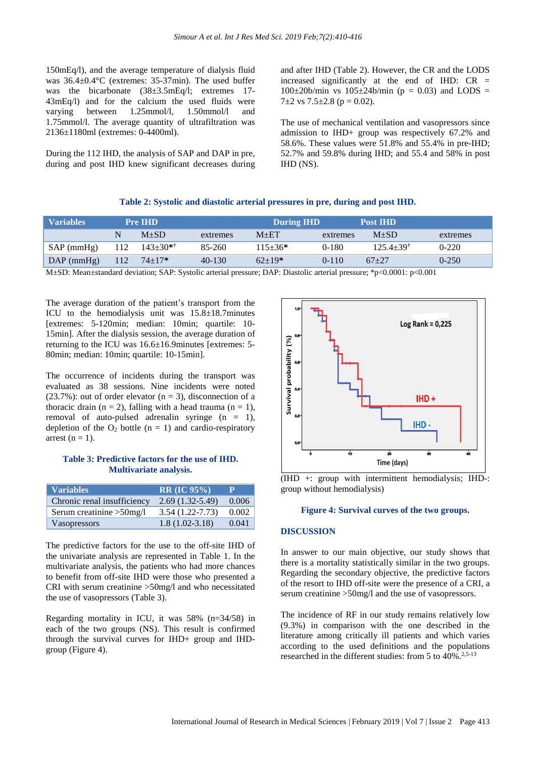150mEq/l), and the average temperature of dialysis fluid was 36.4±0.4°C (extremes: 35-37min). The used buffer was the bicarbonate (38±3.5mEq/l; extremes 17-43mEq/l) and for the calcium the used fluids were varying between 1.25mmol/l, 1.50mmol/l and 1.75mmol/l. The average quantity of ultrafiltration was 2136±1180ml (extremes: 0-4400ml).

During the 112 IHD, the analysis of SAP and DAP in pre, during and post IHD knew significant decreases during and after IHD (Table 2). However, the CR and the LODS increased significantly at the end of IHD: CR = 100±20b/min vs 105±24b/min (p = 0.03) and LODS = 7±2 vs 7.5±2.8 (p = 0.02).

The use of mechanical ventilation and vasopressors since admission to IHD+ group was respectively 67.2% and 58.6%. These values were 51.8% and 55.4% in pre-IHD; 52.7% and 59.8% during IHD; and 55.4 and 58% in post IHD (NS).

**Table 2: Systolic and diastolic arterial pressures in pre, during and post IHD.**

| Variables | Pre IHD | | | During IHD | | Post IHD | |
|---|---|---|---|---|---|---|---|
| | N | M±SD | extremes | M±ET | extremes | M±SD | extremes |
| SAP (mmHg) | 112 | 143±30*† | 85-260 | 115±36* | 0-180 | 125.4±39† | 0-220 |
| DAP (mmHg) | 112 | 74±17* | 40-130 | 62±19* | 0-110 | 67±27 | 0-250 |

M±SD: Mean±standard deviation; SAP: Systolic arterial pressure; DAP: Diastolic arterial pressure; *p<0.0001: p<0.001

The average duration of the patient's transport from the ICU to the hemodialysis unit was 15.8±18.7minutes [extremes: 5-120min; median: 10min; quartile: 10-15min]. After the dialysis session, the average duration of returning to the ICU was 16.6±16.9minutes [extremes: 5-80min; median: 10min; quartile: 10-15min].

The occurrence of incidents during the transport was evaluated as 38 sessions. Nine incidents were noted (23.7%): out of order elevator (n = 3), disconnection of a thoracic drain (n = 2), falling with a head trauma (n = 1), removal of auto-pulsed adrenalin syringe (n = 1), depletion of the $O_2$ bottle (n = 1) and cardio-respiratory arrest (n = 1).

**Table 3: Predictive factors for the use of IHD. Multivariate analysis.**

| Variables | RR (IC 95%) | P |
|---|---|---|
| Chronic renal insufficiency | 2.69 (1.32-5.49) | 0.006 |
| Serum creatinine >50mg/l | 3.54 (1.22-7.73) | 0.002 |
| Vasopressors | 1.8 (1.02-3.18) | 0.041 |

The predictive factors for the use to the off-site IHD of the univariate analysis are represented in Table 1. In the multivariate analysis, the patients who had more chances to benefit from off-site IHD were those who presented a CRI with serum creatinine >50mg/l and who necessitated the use of vasopressors (Table 3).

Regarding mortality in ICU, it was 58% (n=34/58) in each of the two groups (NS). This result is confirmed through the survival curves for IHD+ group and IHD- group (Figure 4).

(IHD +: group with intermittent hemodialysis; IHD-: group without hemodialysis)

**Figure 4: Survival curves of the two groups.**

## DISCUSSION

In answer to our main objective, our study shows that there is a mortality statistically similar in the two groups. Regarding the secondary objective, the predictive factors of the resort to IHD off-site was the presence of a CRI, a serum creatinine >50mg/l and the use of vasopressors.

The incidence of RF in our study remains relatively low (9.3%) in comparison with the one described in the literature among critically ill patients and which varies according to the used definitions and the populations researched in the different studies: from 5 to 40%.[2,5-13]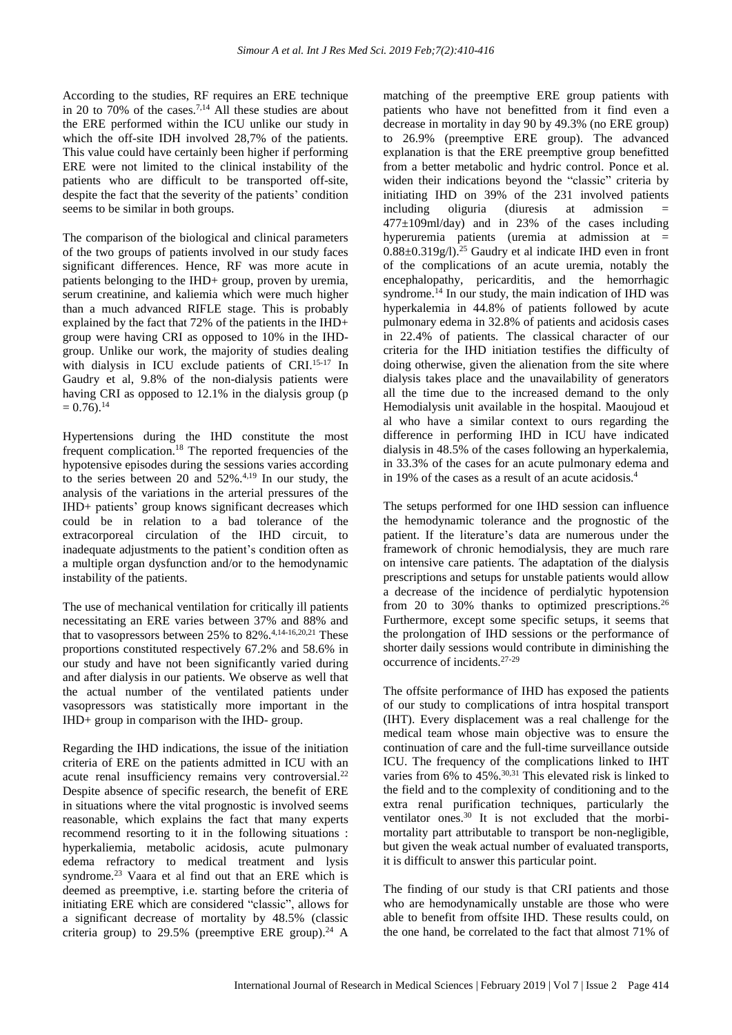According to the studies, RF requires an ERE technique in 20 to 70% of the cases.[7,14] All these studies are about the ERE performed within the ICU unlike our study in which the off-site IDH involved 28,7% of the patients. This value could have certainly been higher if performing ERE were not limited to the clinical instability of the patients who are difficult to be transported off-site, despite the fact that the severity of the patients' condition seems to be similar in both groups.

The comparison of the biological and clinical parameters of the two groups of patients involved in our study faces significant differences. Hence, RF was more acute in patients belonging to the IHD+ group, proven by uremia, serum creatinine, and kaliemia which were much higher than a much advanced RIFLE stage. This is probably explained by the fact that 72% of the patients in the IHD+ group were having CRI as opposed to 10% in the IHD- group. Unlike our work, the majority of studies dealing with dialysis in ICU exclude patients of CRI.[15-17] In Gaudry et al, 9.8% of the non-dialysis patients were having CRI as opposed to 12.1% in the dialysis group ($p = 0.76$).[14]

Hypertensions during the IHD constitute the most frequent complication.[18] The reported frequencies of the hypotensive episodes during the sessions varies according to the series between 20 and 52%.[4,19] In our study, the analysis of the variations in the arterial pressures of the IHD+ patients' group knows significant decreases which could be in relation to a bad tolerance of the extracorporeal circulation of the IHD circuit, to inadequate adjustments to the patient's condition often as a multiple organ dysfunction and/or to the hemodynamic instability of the patients.

The use of mechanical ventilation for critically ill patients necessitating an ERE varies between 37% and 88% and that to vasopressors between 25% to 82%.[4,14-16,20,21] These proportions constituted respectively 67.2% and 58.6% in our study and have not been significantly varied during and after dialysis in our patients. We observe as well that the actual number of the ventilated patients under vasopressors was statistically more important in the IHD+ group in comparison with the IHD- group.

Regarding the IHD indications, the issue of the initiation criteria of ERE on the patients admitted in ICU with an acute renal insufficiency remains very controversial.[22] Despite absence of specific research, the benefit of ERE in situations where the vital prognostic is involved seems reasonable, which explains the fact that many experts recommend resorting to it in the following situations : hyperkaliemia, metabolic acidosis, acute pulmonary edema refractory to medical treatment and lysis syndrome.[23] Vaara et al find out that an ERE which is deemed as preemptive, i.e. starting before the criteria of initiating ERE which are considered "classic", allows for a significant decrease of mortality by 48.5% (classic criteria group) to 29.5% (preemptive ERE group).[24] A matching of the preemptive ERE group patients with patients who have not benefitted from it find even a decrease in mortality in day 90 by 49.3% (no ERE group) to 26.9% (preemptive ERE group). The advanced explanation is that the ERE preemptive group benefitted from a better metabolic and hydric control. Ponce et al. widen their indications beyond the "classic" criteria by initiating IHD on 39% of the 231 involved patients including oliguria (diuresis at admission = $477\pm109$ml/day) and in 23% of the cases including hyperuremia patients (uremia at admission at = $0.88\pm0.319$g/l).[25] Gaudry et al indicate IHD even in front of the complications of an acute uremia, notably the encephalopathy, pericarditis, and the hemorrhagic syndrome.[14] In our study, the main indication of IHD was hyperkalemia in 44.8% of patients followed by acute pulmonary edema in 32.8% of patients and acidosis cases in 22.4% of patients. The classical character of our criteria for the IHD initiation testifies the difficulty of doing otherwise, given the alienation from the site where dialysis takes place and the unavailability of generators all the time due to the increased demand to the only Hemodialysis unit available in the hospital. Maoujoud et al who have a similar context to ours regarding the difference in performing IHD in ICU have indicated dialysis in 48.5% of the cases following an hyperkalemia, in 33.3% of the cases for an acute pulmonary edema and in 19% of the cases as a result of an acute acidosis.[4]

The setups performed for one IHD session can influence the hemodynamic tolerance and the prognostic of the patient. If the literature's data are numerous under the framework of chronic hemodialysis, they are much rare on intensive care patients. The adaptation of the dialysis prescriptions and setups for unstable patients would allow a decrease of the incidence of perdialytic hypotension from 20 to 30% thanks to optimized prescriptions.[26] Furthermore, except some specific setups, it seems that the prolongation of IHD sessions or the performance of shorter daily sessions would contribute in diminishing the occurrence of incidents.[27-29]

The offsite performance of IHD has exposed the patients of our study to complications of intra hospital transport (IHT). Every displacement was a real challenge for the medical team whose main objective was to ensure the continuation of care and the full-time surveillance outside ICU. The frequency of the complications linked to IHT varies from 6% to 45%.[30,31] This elevated risk is linked to the field and to the complexity of conditioning and to the extra renal purification techniques, particularly the ventilator ones.[30] It is not excluded that the morbi-mortality part attributable to transport be non-negligible, but given the weak actual number of evaluated transports, it is difficult to answer this particular point.

The finding of our study is that CRI patients and those who are hemodynamically unstable are those who were able to benefit from offsite IHD. These results could, on the one hand, be correlated to the fact that almost 71% of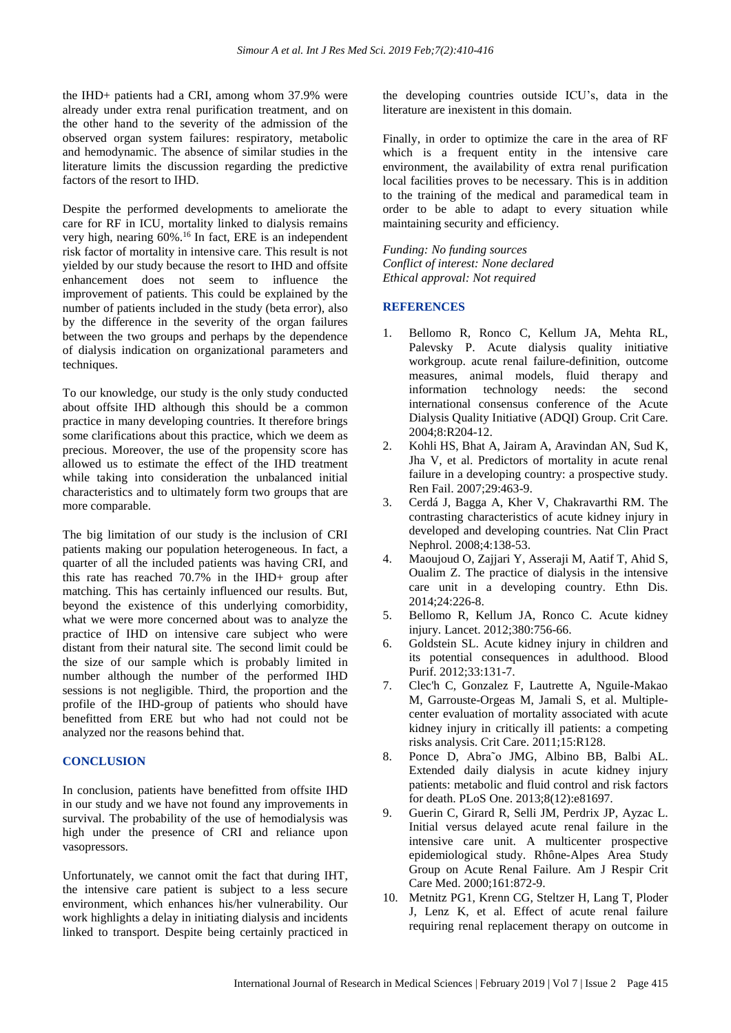the IHD+ patients had a CRI, among whom 37.9% were already under extra renal purification treatment, and on the other hand to the severity of the admission of the observed organ system failures: respiratory, metabolic and hemodynamic. The absence of similar studies in the literature limits the discussion regarding the predictive factors of the resort to IHD.

Despite the performed developments to ameliorate the care for RF in ICU, mortality linked to dialysis remains very high, nearing 60%.[16] In fact, ERE is an independent risk factor of mortality in intensive care. This result is not yielded by our study because the resort to IHD and offsite enhancement does not seem to influence the improvement of patients. This could be explained by the number of patients included in the study (beta error), also by the difference in the severity of the organ failures between the two groups and perhaps by the dependence of dialysis indication on organizational parameters and techniques.

To our knowledge, our study is the only study conducted about offsite IHD although this should be a common practice in many developing countries. It therefore brings some clarifications about this practice, which we deem as precious. Moreover, the use of the propensity score has allowed us to estimate the effect of the IHD treatment while taking into consideration the unbalanced initial characteristics and to ultimately form two groups that are more comparable.

The big limitation of our study is the inclusion of CRI patients making our population heterogeneous. In fact, a quarter of all the included patients was having CRI, and this rate has reached 70.7% in the IHD+ group after matching. This has certainly influenced our results. But, beyond the existence of this underlying comorbidity, what we were more concerned about was to analyze the practice of IHD on intensive care subject who were distant from their natural site. The second limit could be the size of our sample which is probably limited in number although the number of the performed IHD sessions is not negligible. Third, the proportion and the profile of the IHD-group of patients who should have benefitted from ERE but who had not could not be analyzed nor the reasons behind that.

## CONCLUSION

In conclusion, patients have benefitted from offsite IHD in our study and we have not found any improvements in survival. The probability of the use of hemodialysis was high under the presence of CRI and reliance upon vasopressors.

Unfortunately, we cannot omit the fact that during IHT, the intensive care patient is subject to a less secure environment, which enhances his/her vulnerability. Our work highlights a delay in initiating dialysis and incidents linked to transport. Despite being certainly practiced in the developing countries outside ICU's, data in the literature are inexistent in this domain.

Finally, in order to optimize the care in the area of RF which is a frequent entity in the intensive care environment, the availability of extra renal purification local facilities proves to be necessary. This is in addition to the training of the medical and paramedical team in order to be able to adapt to every situation while maintaining security and efficiency.

*Funding: No funding sources*
*Conflict of interest: None declared*
*Ethical approval: Not required*

## REFERENCES

1. Bellomo R, Ronco C, Kellum JA, Mehta RL, Palevsky P. Acute dialysis quality initiative workgroup. acute renal failure-definition, outcome measures, animal models, fluid therapy and information technology needs: the second international consensus conference of the Acute Dialysis Quality Initiative (ADQI) Group. Crit Care. 2004;8:R204-12.
2. Kohli HS, Bhat A, Jairam A, Aravindan AN, Sud K, Jha V, et al. Predictors of mortality in acute renal failure in a developing country: a prospective study. Ren Fail. 2007;29:463-9.
3. Cerdá J, Bagga A, Kher V, Chakravarthi RM. The contrasting characteristics of acute kidney injury in developed and developing countries. Nat Clin Pract Nephrol. 2008;4:138-53.
4. Maoujoud O, Zajjari Y, Asseraji M, Aatif T, Ahid S, Oualim Z. The practice of dialysis in the intensive care unit in a developing country. Ethn Dis. 2014;24:226-8.
5. Bellomo R, Kellum JA, Ronco C. Acute kidney injury. Lancet. 2012;380:756-66.
6. Goldstein SL. Acute kidney injury in children and its potential consequences in adulthood. Blood Purif. 2012;33:131-7.
7. Clec'h C, Gonzalez F, Lautrette A, Nguile-Makao M, Garrouste-Orgeas M, Jamali S, et al. Multiple-center evaluation of mortality associated with acute kidney injury in critically ill patients: a competing risks analysis. Crit Care. 2011;15:R128.
8. Ponce D, Abra˜o JMG, Albino BB, Balbi AL. Extended daily dialysis in acute kidney injury patients: metabolic and fluid control and risk factors for death. PLoS One. 2013;8(12):e81697.
9. Guerin C, Girard R, Selli JM, Perdrix JP, Ayzac L. Initial versus delayed acute renal failure in the intensive care unit. A multicenter prospective epidemiological study. Rhône-Alpes Area Study Group on Acute Renal Failure. Am J Respir Crit Care Med. 2000;161:872-9.
10. Metnitz PG1, Krenn CG, Steltzer H, Lang T, Ploder J, Lenz K, et al. Effect of acute renal failure requiring renal replacement therapy on outcome in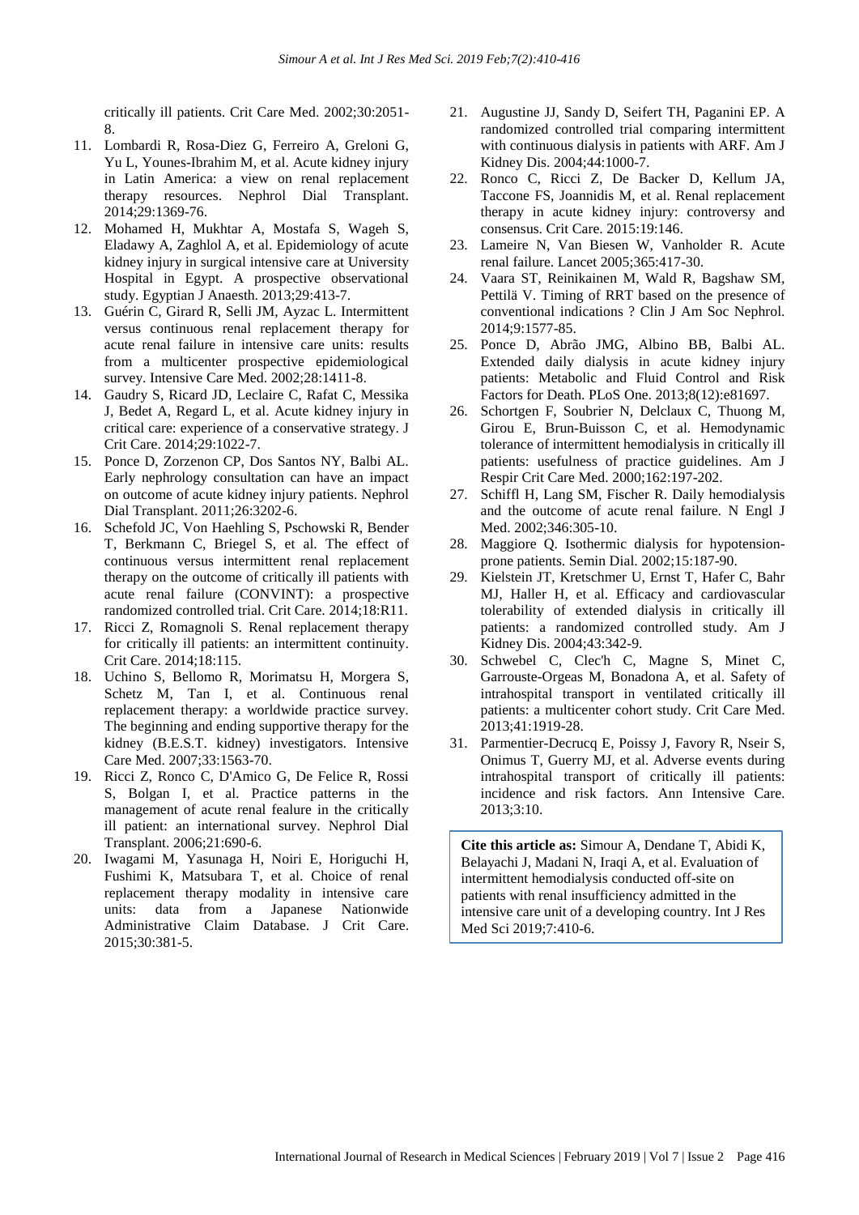critically ill patients. Crit Care Med. 2002;30:2051-8.

11. Lombardi R, Rosa-Diez G, Ferreiro A, Greloni G, Yu L, Younes-Ibrahim M, et al. Acute kidney injury in Latin America: a view on renal replacement therapy resources. Nephrol Dial Transplant. 2014;29:1369-76.
12. Mohamed H, Mukhtar A, Mostafa S, Wageh S, Eladawy A, Zaghlol A, et al. Epidemiology of acute kidney injury in surgical intensive care at University Hospital in Egypt. A prospective observational study. Egyptian J Anaesth. 2013;29:413-7.
13. Guérin C, Girard R, Selli JM, Ayzac L. Intermittent versus continuous renal replacement therapy for acute renal failure in intensive care units: results from a multicenter prospective epidemiological survey. Intensive Care Med. 2002;28:1411-8.
14. Gaudry S, Ricard JD, Leclaire C, Rafat C, Messika J, Bedet A, Regard L, et al. Acute kidney injury in critical care: experience of a conservative strategy. J Crit Care. 2014;29:1022-7.
15. Ponce D, Zorzenon CP, Dos Santos NY, Balbi AL. Early nephrology consultation can have an impact on outcome of acute kidney injury patients. Nephrol Dial Transplant. 2011;26:3202-6.
16. Schefold JC, Von Haehling S, Pschowski R, Bender T, Berkmann C, Briegel S, et al. The effect of continuous versus intermittent renal replacement therapy on the outcome of critically ill patients with acute renal failure (CONVINT): a prospective randomized controlled trial. Crit Care. 2014;18:R11.
17. Ricci Z, Romagnoli S. Renal replacement therapy for critically ill patients: an intermittent continuity. Crit Care. 2014;18:115.
18. Uchino S, Bellomo R, Morimatsu H, Morgera S, Schetz M, Tan I, et al. Continuous renal replacement therapy: a worldwide practice survey. The beginning and ending supportive therapy for the kidney (B.E.S.T. kidney) investigators. Intensive Care Med. 2007;33:1563-70.
19. Ricci Z, Ronco C, D'Amico G, De Felice R, Rossi S, Bolgan I, et al. Practice patterns in the management of acute renal fealure in the critically ill patient: an international survey. Nephrol Dial Transplant. 2006;21:690-6.
20. Iwagami M, Yasunaga H, Noiri E, Horiguchi H, Fushimi K, Matsubara T, et al. Choice of renal replacement therapy modality in intensive care units: data from a Japanese Nationwide Administrative Claim Database. J Crit Care. 2015;30:381-5.
21. Augustine JJ, Sandy D, Seifert TH, Paganini EP. A randomized controlled trial comparing intermittent with continuous dialysis in patients with ARF. Am J Kidney Dis. 2004;44:1000-7.
22. Ronco C, Ricci Z, De Backer D, Kellum JA, Taccone FS, Joannidis M, et al. Renal replacement therapy in acute kidney injury: controversy and consensus. Crit Care. 2015:19:146.
23. Lameire N, Van Biesen W, Vanholder R. Acute renal failure. Lancet 2005;365:417-30.
24. Vaara ST, Reinikainen M, Wald R, Bagshaw SM, Pettilä V. Timing of RRT based on the presence of conventional indications ? Clin J Am Soc Nephrol. 2014;9:1577-85.
25. Ponce D, Abrão JMG, Albino BB, Balbi AL. Extended daily dialysis in acute kidney injury patients: Metabolic and Fluid Control and Risk Factors for Death. PLoS One. 2013;8(12):e81697.
26. Schortgen F, Soubrier N, Delclaux C, Thuong M, Girou E, Brun-Buisson C, et al. Hemodynamic tolerance of intermittent hemodialysis in critically ill patients: usefulness of practice guidelines. Am J Respir Crit Care Med. 2000;162:197-202.
27. Schiffl H, Lang SM, Fischer R. Daily hemodialysis and the outcome of acute renal failure. N Engl J Med. 2002;346:305-10.
28. Maggiore Q. Isothermic dialysis for hypotension-prone patients. Semin Dial. 2002;15:187-90.
29. Kielstein JT, Kretschmer U, Ernst T, Hafer C, Bahr MJ, Haller H, et al. Efficacy and cardiovascular tolerability of extended dialysis in critically ill patients: a randomized controlled study. Am J Kidney Dis. 2004;43:342-9.
30. Schwebel C, Clec'h C, Magne S, Minet C, Garrouste-Orgeas M, Bonadona A, et al. Safety of intrahospital transport in ventilated critically ill patients: a multicenter cohort study. Crit Care Med. 2013;41:1919-28.
31. Parmentier-Decrucq E, Poissy J, Favory R, Nseir S, Onimus T, Guerry MJ, et al. Adverse events during intrahospital transport of critically ill patients: incidence and risk factors. Ann Intensive Care. 2013;3:10.

**Cite this article as:** Simour A, Dendane T, Abidi K, Belayachi J, Madani N, Iraqi A, et al. Evaluation of intermittent hemodialysis conducted off-site on patients with renal insufficiency admitted in the intensive care unit of a developing country. Int J Res Med Sci 2019;7:410-6.